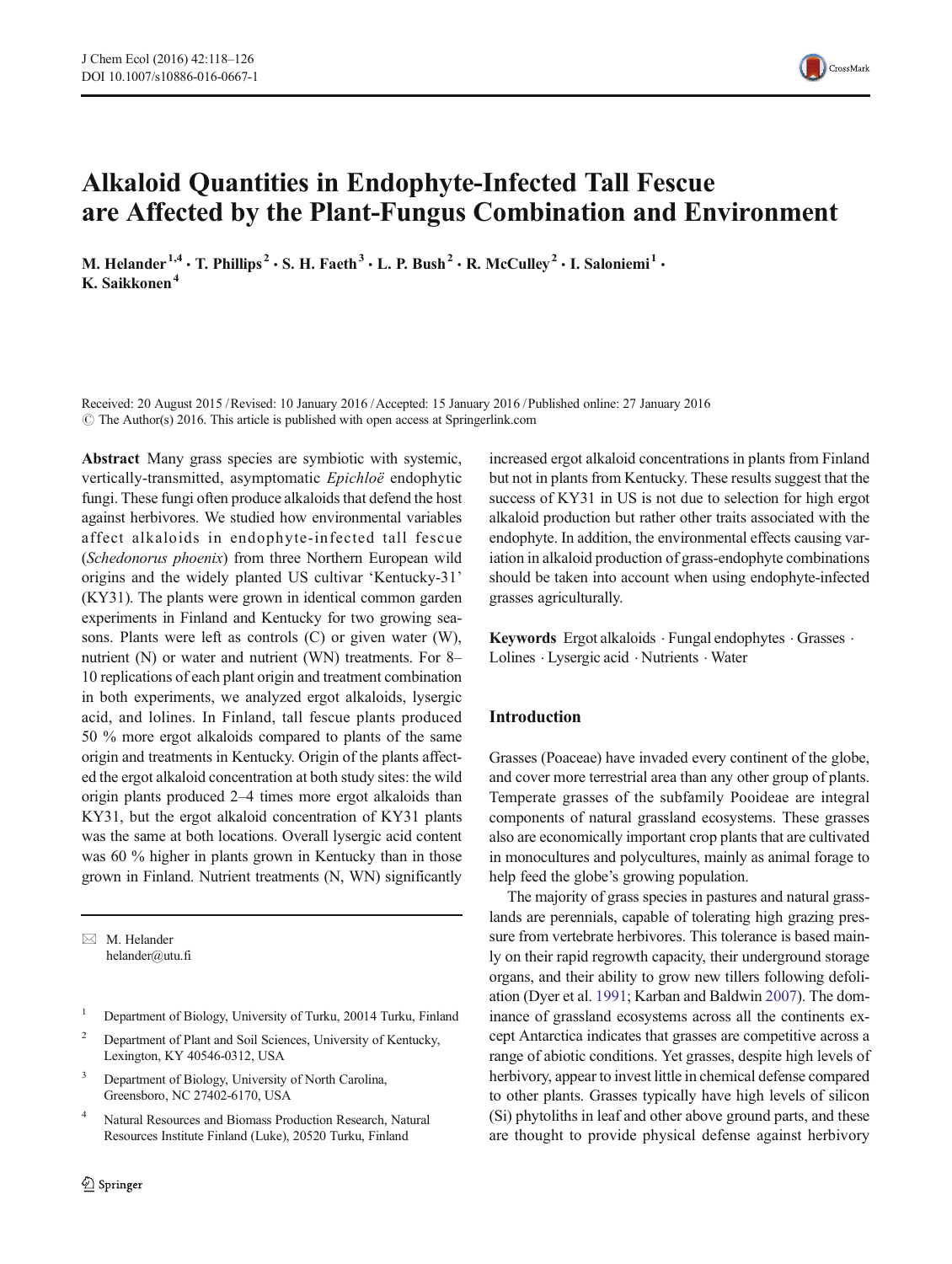# Alkaloid Quantities in Endophyte-Infected Tall Fescue are Affected by the Plant-Fungus Combination and Environment

M. Helander[1,4] · T. Phillips[2] · S. H. Faeth[3] · L. P. Bush[2] · R. McCulley[2] · I. Saloniemi[1] · K. Saikkonen[4]

Received: 20 August 2015 / Revised: 10 January 2016 / Accepted: 15 January 2016 / Published online: 27 January 2016
© The Author(s) 2016. This article is published with open access at Springerlink.com

**Abstract** Many grass species are symbiotic with systemic, vertically-transmitted, asymptomatic *Epichloë* endophytic fungi. These fungi often produce alkaloids that defend the host against herbivores. We studied how environmental variables affect alkaloids in endophyte-infected tall fescue (*Schedonorus phoenix*) from three Northern European wild origins and the widely planted US cultivar 'Kentucky-31' (KY31). The plants were grown in identical common garden experiments in Finland and Kentucky for two growing seasons. Plants were left as controls (C) or given water (W), nutrient (N) or water and nutrient (WN) treatments. For 8–10 replications of each plant origin and treatment combination in both experiments, we analyzed ergot alkaloids, lysergic acid, and lolines. In Finland, tall fescue plants produced 50 % more ergot alkaloids compared to plants of the same origin and treatments in Kentucky. Origin of the plants affected the ergot alkaloid concentration at both study sites: the wild origin plants produced 2–4 times more ergot alkaloids than KY31, but the ergot alkaloid concentration of KY31 plants was the same at both locations. Overall lysergic acid content was 60 % higher in plants grown in Kentucky than in those grown in Finland. Nutrient treatments (N, WN) significantly increased ergot alkaloid concentrations in plants from Finland but not in plants from Kentucky. These results suggest that the success of KY31 in US is not due to selection for high ergot alkaloid production but rather other traits associated with the endophyte. In addition, the environmental effects causing variation in alkaloid production of grass-endophyte combinations should be taken into account when using endophyte-infected grasses agriculturally.

**Keywords** Ergot alkaloids · Fungal endophytes · Grasses · Lolines · Lysergic acid · Nutrients · Water

✉ M. Helander
helander@utu.fi

[1] Department of Biology, University of Turku, 20014 Turku, Finland

[2] Department of Plant and Soil Sciences, University of Kentucky, Lexington, KY 40546-0312, USA

[3] Department of Biology, University of North Carolina, Greensboro, NC 27402-6170, USA

[4] Natural Resources and Biomass Production Research, Natural Resources Institute Finland (Luke), 20520 Turku, Finland

## Introduction

Grasses (Poaceae) have invaded every continent of the globe, and cover more terrestrial area than any other group of plants. Temperate grasses of the subfamily Pooideae are integral components of natural grassland ecosystems. These grasses also are economically important crop plants that are cultivated in monocultures and polycultures, mainly as animal forage to help feed the globe's growing population.

The majority of grass species in pastures and natural grasslands are perennials, capable of tolerating high grazing pressure from vertebrate herbivores. This tolerance is based mainly on their rapid regrowth capacity, their underground storage organs, and their ability to grow new tillers following defoliation (Dyer et al. 1991; Karban and Baldwin 2007). The dominance of grassland ecosystems across all the continents except Antarctica indicates that grasses are competitive across a range of abiotic conditions. Yet grasses, despite high levels of herbivory, appear to invest little in chemical defense compared to other plants. Grasses typically have high levels of silicon (Si) phytoliths in leaf and other above ground parts, and these are thought to provide physical defense against herbivory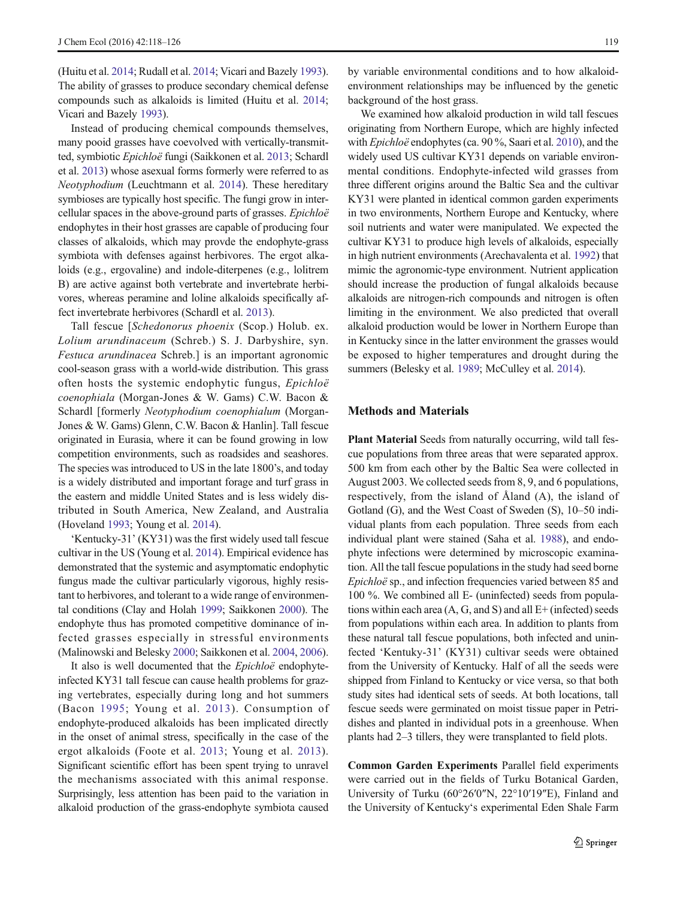(Huitu et al. 2014; Rudall et al. 2014; Vicari and Bazely 1993). The ability of grasses to produce secondary chemical defense compounds such as alkaloids is limited (Huitu et al. 2014; Vicari and Bazely 1993).

Instead of producing chemical compounds themselves, many pooid grasses have coevolved with vertically-transmitted, symbiotic *Epichloë* fungi (Saikkonen et al. 2013; Schardl et al. 2013) whose asexual forms formerly were referred to as *Neotyphodium* (Leuchtmann et al. 2014). These hereditary symbioses are typically host specific. The fungi grow in intercellular spaces in the above-ground parts of grasses. *Epichloë* endophytes in their host grasses are capable of producing four classes of alkaloids, which may provde the endophyte-grass symbiota with defenses against herbivores. The ergot alkaloids (e.g., ergovaline) and indole-diterpenes (e.g., lolitrem B) are active against both vertebrate and invertebrate herbivores, whereas peramine and loline alkaloids specifically affect invertebrate herbivores (Schardl et al. 2013).

Tall fescue [*Schedonorus phoenix* (Scop.) Holub. ex. *Lolium arundinaceum* (Schreb.) S. J. Darbyshire, syn. *Festuca arundinacea* Schreb.] is an important agronomic cool-season grass with a world-wide distribution. This grass often hosts the systemic endophytic fungus, *Epichloë coenophiala* (Morgan-Jones & W. Gams) C.W. Bacon & Schardl [formerly *Neotyphodium coenophialum* (Morgan-Jones & W. Gams) Glenn, C.W. Bacon & Hanlin]. Tall fescue originated in Eurasia, where it can be found growing in low competition environments, such as roadsides and seashores. The species was introduced to US in the late 1800's, and today is a widely distributed and important forage and turf grass in the eastern and middle United States and is less widely distributed in South America, New Zealand, and Australia (Hoveland 1993; Young et al. 2014).

'Kentucky-31' (KY31) was the first widely used tall fescue cultivar in the US (Young et al. 2014). Empirical evidence has demonstrated that the systemic and asymptomatic endophytic fungus made the cultivar particularly vigorous, highly resistant to herbivores, and tolerant to a wide range of environmental conditions (Clay and Holah 1999; Saikkonen 2000). The endophyte thus has promoted competitive dominance of infected grasses especially in stressful environments (Malinowski and Belesky 2000; Saikkonen et al. 2004, 2006).

It also is well documented that the *Epichloë* endophyte-infected KY31 tall fescue can cause health problems for grazing vertebrates, especially during long and hot summers (Bacon 1995; Young et al. 2013). Consumption of endophyte-produced alkaloids has been implicated directly in the onset of animal stress, specifically in the case of the ergot alkaloids (Foote et al. 2013; Young et al. 2013). Significant scientific effort has been spent trying to unravel the mechanisms associated with this animal response. Surprisingly, less attention has been paid to the variation in alkaloid production of the grass-endophyte symbiota caused by variable environmental conditions and to how alkaloid-environment relationships may be influenced by the genetic background of the host grass.

We examined how alkaloid production in wild tall fescues originating from Northern Europe, which are highly infected with *Epichloë* endophytes (ca. 90 %, Saari et al. 2010), and the widely used US cultivar KY31 depends on variable environmental conditions. Endophyte-infected wild grasses from three different origins around the Baltic Sea and the cultivar KY31 were planted in identical common garden experiments in two environments, Northern Europe and Kentucky, where soil nutrients and water were manipulated. We expected the cultivar KY31 to produce high levels of alkaloids, especially in high nutrient environments (Arechavalenta et al. 1992) that mimic the agronomic-type environment. Nutrient application should increase the production of fungal alkaloids because alkaloids are nitrogen-rich compounds and nitrogen is often limiting in the environment. We also predicted that overall alkaloid production would be lower in Northern Europe than in Kentucky since in the latter environment the grasses would be exposed to higher temperatures and drought during the summers (Belesky et al. 1989; McCulley et al. 2014).

## Methods and Materials

**Plant Material** Seeds from naturally occurring, wild tall fescue populations from three areas that were separated approx. 500 km from each other by the Baltic Sea were collected in August 2003. We collected seeds from 8, 9, and 6 populations, respectively, from the island of Åland (A), the island of Gotland (G), and the West Coast of Sweden (S), 10–50 individual plants from each population. Three seeds from each individual plant were stained (Saha et al. 1988), and endophyte infections were determined by microscopic examination. All the tall fescue populations in the study had seed borne *Epichloë* sp., and infection frequencies varied between 85 and 100 %. We combined all E- (uninfected) seeds from populations within each area (A, G, and S) and all E+ (infected) seeds from populations within each area. In addition to plants from these natural tall fescue populations, both infected and uninfected 'Kentuky-31' (KY31) cultivar seeds were obtained from the University of Kentucky. Half of all the seeds were shipped from Finland to Kentucky or vice versa, so that both study sites had identical sets of seeds. At both locations, tall fescue seeds were germinated on moist tissue paper in Petri-dishes and planted in individual pots in a greenhouse. When plants had 2–3 tillers, they were transplanted to field plots.

**Common Garden Experiments** Parallel field experiments were carried out in the fields of Turku Botanical Garden, University of Turku (60°26′0″N, 22°10′19″E), Finland and the University of Kentucky's experimental Eden Shale Farm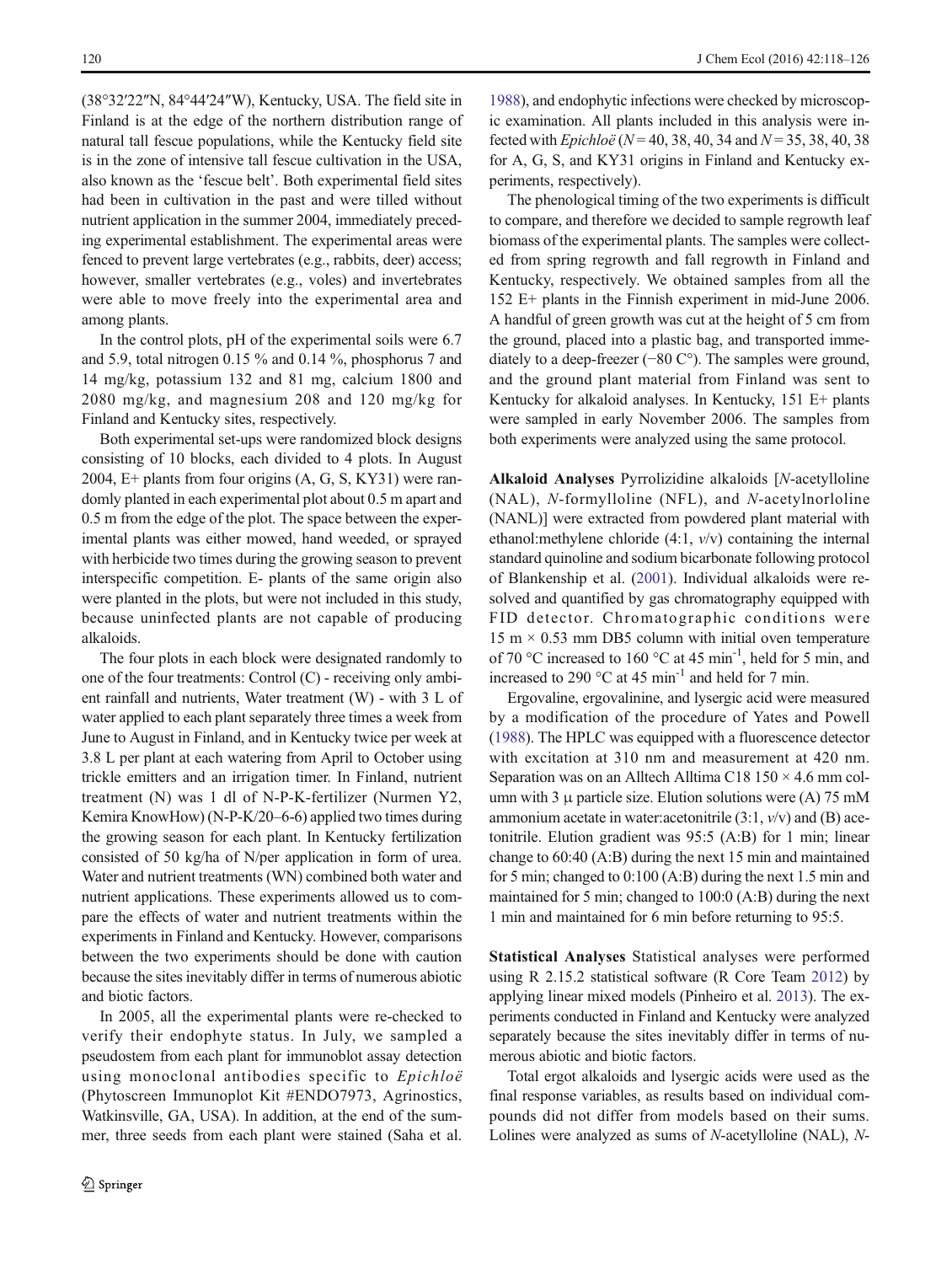(38°32′22″N, 84°44′24″W), Kentucky, USA. The field site in Finland is at the edge of the northern distribution range of natural tall fescue populations, while the Kentucky field site is in the zone of intensive tall fescue cultivation in the USA, also known as the 'fescue belt'. Both experimental field sites had been in cultivation in the past and were tilled without nutrient application in the summer 2004, immediately preceding experimental establishment. The experimental areas were fenced to prevent large vertebrates (e.g., rabbits, deer) access; however, smaller vertebrates (e.g., voles) and invertebrates were able to move freely into the experimental area and among plants.

In the control plots, pH of the experimental soils were 6.7 and 5.9, total nitrogen 0.15 % and 0.14 %, phosphorus 7 and 14 mg/kg, potassium 132 and 81 mg, calcium 1800 and 2080 mg/kg, and magnesium 208 and 120 mg/kg for Finland and Kentucky sites, respectively.

Both experimental set-ups were randomized block designs consisting of 10 blocks, each divided to 4 plots. In August 2004, E+ plants from four origins (A, G, S, KY31) were randomly planted in each experimental plot about 0.5 m apart and 0.5 m from the edge of the plot. The space between the experimental plants was either mowed, hand weeded, or sprayed with herbicide two times during the growing season to prevent interspecific competition. E- plants of the same origin also were planted in the plots, but were not included in this study, because uninfected plants are not capable of producing alkaloids.

The four plots in each block were designated randomly to one of the four treatments: Control (C) - receiving only ambient rainfall and nutrients, Water treatment (W) - with 3 L of water applied to each plant separately three times a week from June to August in Finland, and in Kentucky twice per week at 3.8 L per plant at each watering from April to October using trickle emitters and an irrigation timer. In Finland, nutrient treatment (N) was 1 dl of N-P-K-fertilizer (Nurmen Y2, Kemira KnowHow) (N-P-K/20–6-6) applied two times during the growing season for each plant. In Kentucky fertilization consisted of 50 kg/ha of N/per application in form of urea. Water and nutrient treatments (WN) combined both water and nutrient applications. These experiments allowed us to compare the effects of water and nutrient treatments within the experiments in Finland and Kentucky. However, comparisons between the two experiments should be done with caution because the sites inevitably differ in terms of numerous abiotic and biotic factors.

In 2005, all the experimental plants were re-checked to verify their endophyte status. In July, we sampled a pseudostem from each plant for immunoblot assay detection using monoclonal antibodies specific to *Epichloë* (Phytoscreen Immunoplot Kit #ENDO7973, Agrinostics, Watkinsville, GA, USA). In addition, at the end of the summer, three seeds from each plant were stained (Saha et al. 1988), and endophytic infections were checked by microscopic examination. All plants included in this analysis were infected with *Epichloë* ($N = 40, 38, 40, 34$ and $N = 35, 38, 40, 38$ for A, G, S, and KY31 origins in Finland and Kentucky experiments, respectively).

The phenological timing of the two experiments is difficult to compare, and therefore we decided to sample regrowth leaf biomass of the experimental plants. The samples were collected from spring regrowth and fall regrowth in Finland and Kentucky, respectively. We obtained samples from all the 152 E+ plants in the Finnish experiment in mid-June 2006. A handful of green growth was cut at the height of 5 cm from the ground, placed into a plastic bag, and transported immediately to a deep-freezer (−80 C°). The samples were ground, and the ground plant material from Finland was sent to Kentucky for alkaloid analyses. In Kentucky, 151 E+ plants were sampled in early November 2006. The samples from both experiments were analyzed using the same protocol.

**Alkaloid Analyses** Pyrrolizidine alkaloids [*N*-acetylloline (NAL), *N*-formylloline (NFL), and *N*-acetylnorloline (NANL)] were extracted from powdered plant material with ethanol:methylene chloride (4:1, *v*/v) containing the internal standard quinoline and sodium bicarbonate following protocol of Blankenship et al. (2001). Individual alkaloids were resolved and quantified by gas chromatography equipped with FID detector. Chromatographic conditions were 15 m × 0.53 mm DB5 column with initial oven temperature of 70 °C increased to 160 °C at 45 min$^{-1}$, held for 5 min, and increased to 290 °C at 45 min$^{-1}$ and held for 7 min.

Ergovaline, ergovalinine, and lysergic acid were measured by a modification of the procedure of Yates and Powell (1988). The HPLC was equipped with a fluorescence detector with excitation at 310 nm and measurement at 420 nm. Separation was on an Alltech Alltima C18 150 × 4.6 mm column with 3 μ particle size. Elution solutions were (A) 75 mM ammonium acetate in water:acetonitrile (3:1, *v*/v) and (B) acetonitrile. Elution gradient was 95:5 (A:B) for 1 min; linear change to 60:40 (A:B) during the next 15 min and maintained for 5 min; changed to 0:100 (A:B) during the next 1.5 min and maintained for 5 min; changed to 100:0 (A:B) during the next 1 min and maintained for 6 min before returning to 95:5.

**Statistical Analyses** Statistical analyses were performed using R 2.15.2 statistical software (R Core Team 2012) by applying linear mixed models (Pinheiro et al. 2013). The experiments conducted in Finland and Kentucky were analyzed separately because the sites inevitably differ in terms of numerous abiotic and biotic factors.

Total ergot alkaloids and lysergic acids were used as the final response variables, as results based on individual compounds did not differ from models based on their sums. Lolines were analyzed as sums of *N*-acetylloline (NAL), *N*-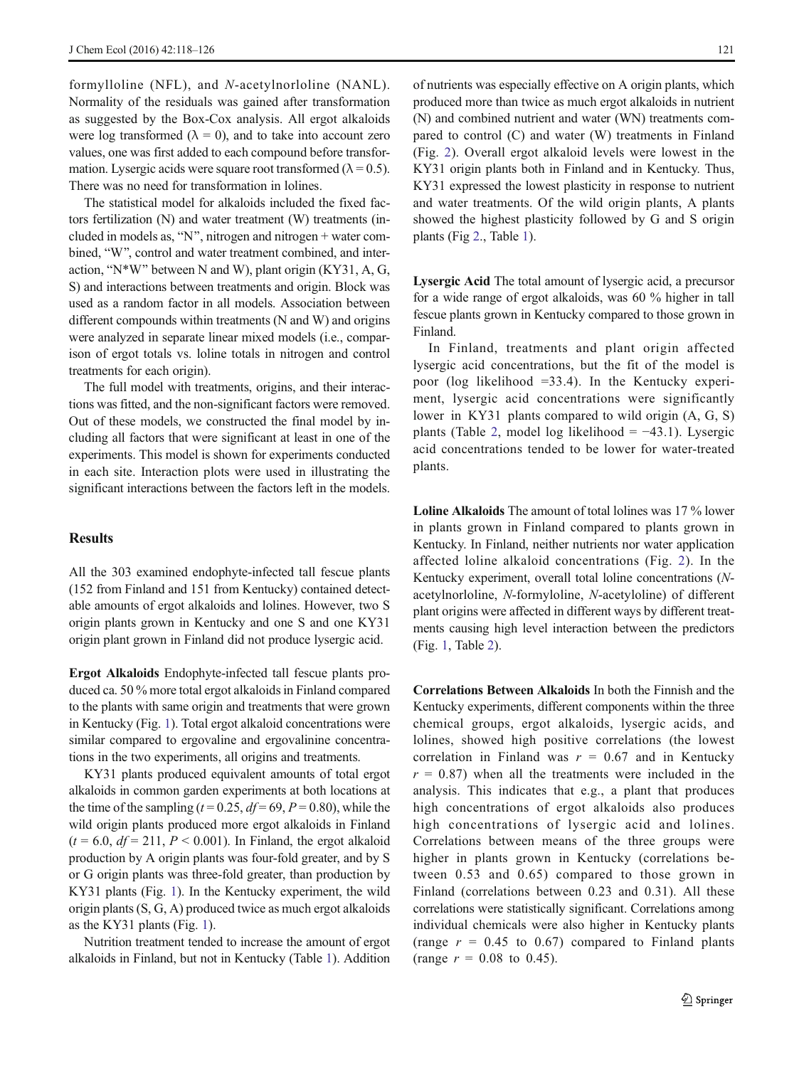formylloline (NFL), and *N*-acetylnorloline (NANL). Normality of the residuals was gained after transformation as suggested by the Box-Cox analysis. All ergot alkaloids were log transformed ($\lambda = 0$), and to take into account zero values, one was first added to each compound before transformation. Lysergic acids were square root transformed ($\lambda = 0.5$). There was no need for transformation in lolines.

The statistical model for alkaloids included the fixed factors fertilization (N) and water treatment (W) treatments (included in models as, "N", nitrogen and nitrogen + water combined, "W", control and water treatment combined, and interaction, "N*W" between N and W), plant origin (KY31, A, G, S) and interactions between treatments and origin. Block was used as a random factor in all models. Association between different compounds within treatments (N and W) and origins were analyzed in separate linear mixed models (i.e., comparison of ergot totals vs. loline totals in nitrogen and control treatments for each origin).

The full model with treatments, origins, and their interactions was fitted, and the non-significant factors were removed. Out of these models, we constructed the final model by including all factors that were significant at least in one of the experiments. This model is shown for experiments conducted in each site. Interaction plots were used in illustrating the significant interactions between the factors left in the models.

## Results

All the 303 examined endophyte-infected tall fescue plants (152 from Finland and 151 from Kentucky) contained detectable amounts of ergot alkaloids and lolines. However, two S origin plants grown in Kentucky and one S and one KY31 origin plant grown in Finland did not produce lysergic acid.

**Ergot Alkaloids** Endophyte-infected tall fescue plants produced ca. 50 % more total ergot alkaloids in Finland compared to the plants with same origin and treatments that were grown in Kentucky (Fig. 1). Total ergot alkaloid concentrations were similar compared to ergovaline and ergovalinine concentrations in the two experiments, all origins and treatments.

KY31 plants produced equivalent amounts of total ergot alkaloids in common garden experiments at both locations at the time of the sampling ($t = 0.25$, $df = 69$, $P = 0.80$), while the wild origin plants produced more ergot alkaloids in Finland ($t = 6.0$, $df = 211$, $P < 0.001$). In Finland, the ergot alkaloid production by A origin plants was four-fold greater, and by S or G origin plants was three-fold greater, than production by KY31 plants (Fig. 1). In the Kentucky experiment, the wild origin plants (S, G, A) produced twice as much ergot alkaloids as the KY31 plants (Fig. 1).

Nutrition treatment tended to increase the amount of ergot alkaloids in Finland, but not in Kentucky (Table 1). Addition of nutrients was especially effective on A origin plants, which produced more than twice as much ergot alkaloids in nutrient (N) and combined nutrient and water (WN) treatments compared to control (C) and water (W) treatments in Finland (Fig. 2). Overall ergot alkaloid levels were lowest in the KY31 origin plants both in Finland and in Kentucky. Thus, KY31 expressed the lowest plasticity in response to nutrient and water treatments. Of the wild origin plants, A plants showed the highest plasticity followed by G and S origin plants (Fig 2., Table 1).

**Lysergic Acid** The total amount of lysergic acid, a precursor for a wide range of ergot alkaloids, was 60 % higher in tall fescue plants grown in Kentucky compared to those grown in Finland.

In Finland, treatments and plant origin affected lysergic acid concentrations, but the fit of the model is poor (log likelihood =33.4). In the Kentucky experiment, lysergic acid concentrations were significantly lower in KY31 plants compared to wild origin (A, G, S) plants (Table 2, model log likelihood = −43.1). Lysergic acid concentrations tended to be lower for water-treated plants.

**Loline Alkaloids** The amount of total lolines was 17 % lower in plants grown in Finland compared to plants grown in Kentucky. In Finland, neither nutrients nor water application affected loline alkaloid concentrations (Fig. 2). In the Kentucky experiment, overall total loline concentrations (*N*-acetylnorloline, *N*-formyloline, *N*-acetyloline) of different plant origins were affected in different ways by different treatments causing high level interaction between the predictors (Fig. 1, Table 2).

**Correlations Between Alkaloids** In both the Finnish and the Kentucky experiments, different components within the three chemical groups, ergot alkaloids, lysergic acids, and lolines, showed high positive correlations (the lowest correlation in Finland was $r = 0.67$ and in Kentucky $r = 0.87$) when all the treatments were included in the analysis. This indicates that e.g., a plant that produces high concentrations of ergot alkaloids also produces high concentrations of lysergic acid and lolines. Correlations between means of the three groups were higher in plants grown in Kentucky (correlations between 0.53 and 0.65) compared to those grown in Finland (correlations between 0.23 and 0.31). All these correlations were statistically significant. Correlations among individual chemicals were also higher in Kentucky plants (range $r = 0.45$ to $0.67$) compared to Finland plants (range $r = 0.08$ to $0.45$).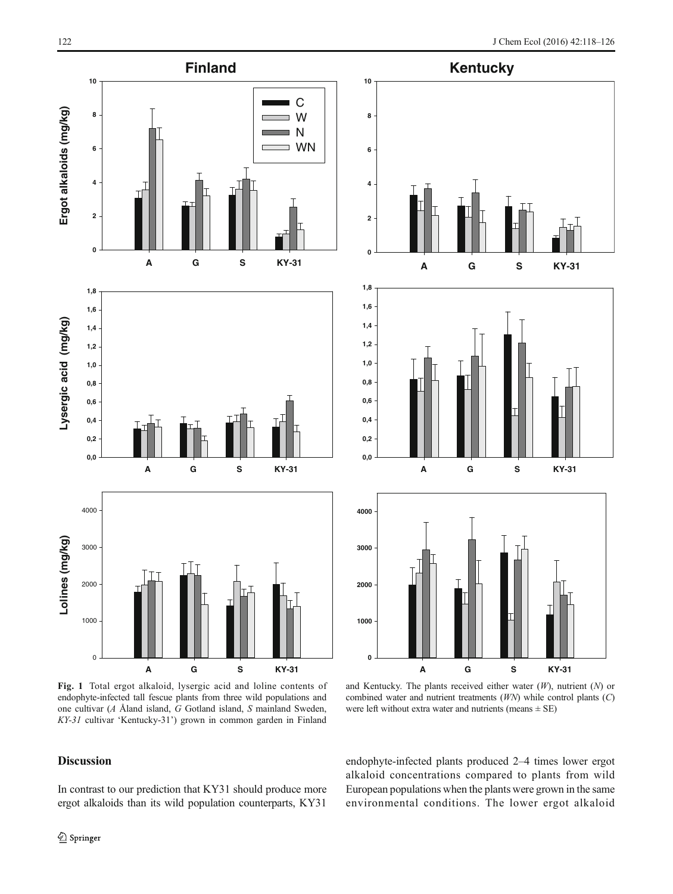**Fig. 1** Total ergot alkaloid, lysergic acid and loline contents of endophyte-infected tall fescue plants from three wild populations and one cultivar (*A* Åland island, *G* Gotland island, *S* mainland Sweden, *KY-31* cultivar 'Kentucky-31') grown in common garden in Finland and Kentucky. The plants received either water (*W*), nutrient (*N*) or combined water and nutrient treatments (*WN*) while control plants (*C*) were left without extra water and nutrients (means ± SE)

## Discussion

In contrast to our prediction that KY31 should produce more ergot alkaloids than its wild population counterparts, KY31 endophyte-infected plants produced 2–4 times lower ergot alkaloid concentrations compared to plants from wild European populations when the plants were grown in the same environmental conditions. The lower ergot alkaloid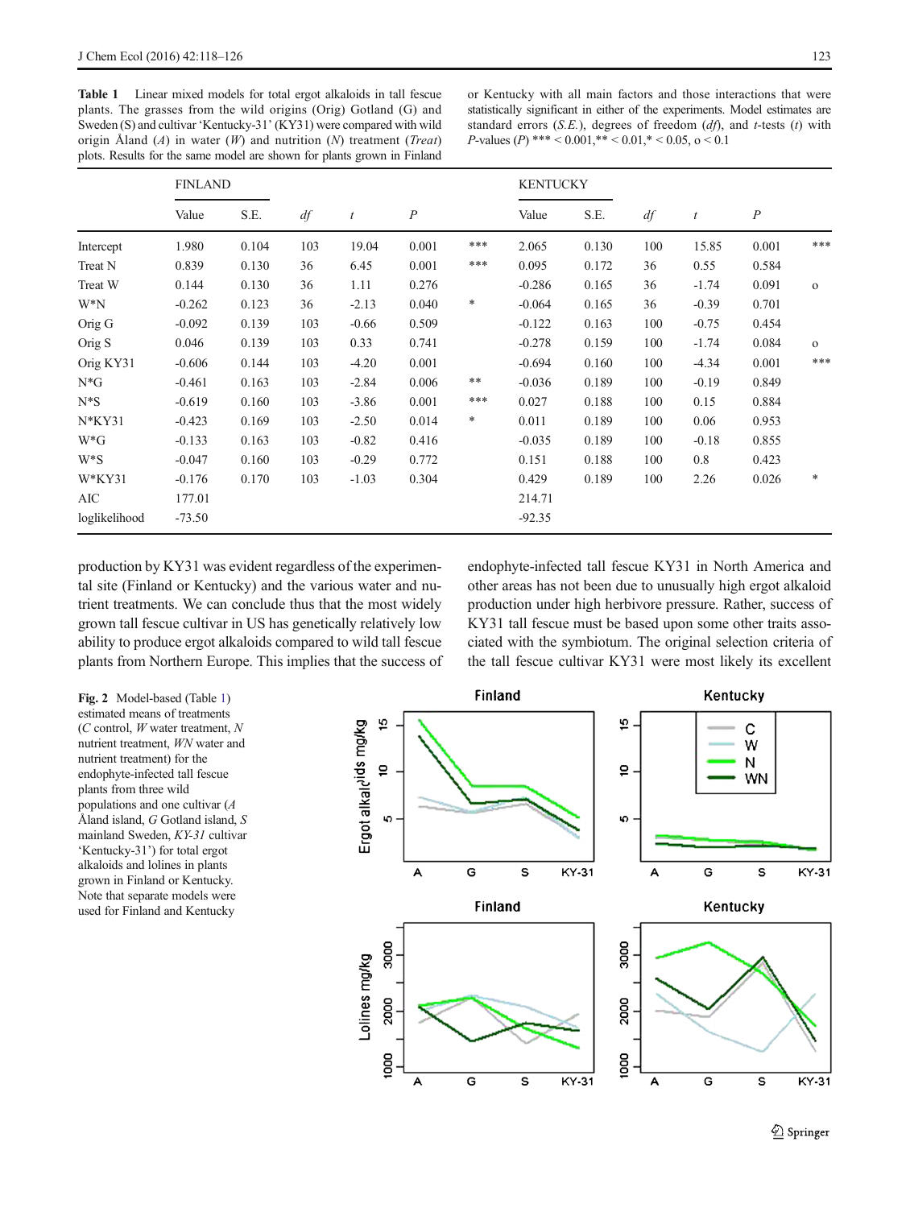**Table 1** Linear mixed models for total ergot alkaloids in tall fescue plants. The grasses from the wild origins (Orig) Gotland (G) and Sweden (S) and cultivar 'Kentucky-31' (KY31) were compared with wild origin Åland (*A*) in water (*W*) and nutrition (*N*) treatment (*Treat*) plots. Results for the same model are shown for plants grown in Finland or Kentucky with all main factors and those interactions that were statistically significant in either of the experiments. Model estimates are standard errors (*S.E.*), degrees of freedom (*df*), and *t*-tests (*t*) with *P*-values (*P*) *** < 0.001,** < 0.01,* < 0.05, o < 0.1

| | FINLAND | | | | | | KENTUCKY | | | | | |
|---|---|---|---|---|---|---|---|---|---|---|---|---|
| | Value | S.E. | *df* | *t* | *P* | | Value | S.E. | *df* | *t* | *P* | |
| Intercept | 1.980 | 0.104 | 103 | 19.04 | 0.001 | *** | 2.065 | 0.130 | 100 | 15.85 | 0.001 | *** |
| Treat N | 0.839 | 0.130 | 36 | 6.45 | 0.001 | *** | 0.095 | 0.172 | 36 | 0.55 | 0.584 | |
| Treat W | 0.144 | 0.130 | 36 | 1.11 | 0.276 | | -0.286 | 0.165 | 36 | -1.74 | 0.091 | o |
| W*N | -0.262 | 0.123 | 36 | -2.13 | 0.040 | * | -0.064 | 0.165 | 36 | -0.39 | 0.701 | |
| Orig G | -0.092 | 0.139 | 103 | -0.66 | 0.509 | | -0.122 | 0.163 | 100 | -0.75 | 0.454 | |
| Orig S | 0.046 | 0.139 | 103 | 0.33 | 0.741 | | -0.278 | 0.159 | 100 | -1.74 | 0.084 | o |
| Orig KY31 | -0.606 | 0.144 | 103 | -4.20 | 0.001 | | -0.694 | 0.160 | 100 | -4.34 | 0.001 | *** |
| N*G | -0.461 | 0.163 | 103 | -2.84 | 0.006 | ** | -0.036 | 0.189 | 100 | -0.19 | 0.849 | |
| N*S | -0.619 | 0.160 | 103 | -3.86 | 0.001 | *** | 0.027 | 0.188 | 100 | 0.15 | 0.884 | |
| N*KY31 | -0.423 | 0.169 | 103 | -2.50 | 0.014 | * | 0.011 | 0.189 | 100 | 0.06 | 0.953 | |
| W*G | -0.133 | 0.163 | 103 | -0.82 | 0.416 | | -0.035 | 0.189 | 100 | -0.18 | 0.855 | |
| W*S | -0.047 | 0.160 | 103 | -0.29 | 0.772 | | 0.151 | 0.188 | 100 | 0.8 | 0.423 | |
| W*KY31 | -0.176 | 0.170 | 103 | -1.03 | 0.304 | | 0.429 | 0.189 | 100 | 2.26 | 0.026 | * |
| AIC | 177.01 | | | | | | 214.71 | | | | | |
| loglikelihood | -73.50 | | | | | | -92.35 | | | | | |

production by KY31 was evident regardless of the experimental site (Finland or Kentucky) and the various water and nutrient treatments. We can conclude thus that the most widely grown tall fescue cultivar in US has genetically relatively low ability to produce ergot alkaloids compared to wild tall fescue plants from Northern Europe. This implies that the success of endophyte-infected tall fescue KY31 in North America and other areas has not been due to unusually high ergot alkaloid production under high herbivore pressure. Rather, success of KY31 tall fescue must be based upon some other traits associated with the symbiotum. The original selection criteria of the tall fescue cultivar KY31 were most likely its excellent

**Fig. 2** Model-based (Table 1) estimated means of treatments (*C* control, *W* water treatment, *N* nutrient treatment, *WN* water and nutrient treatment) for the endophyte-infected tall fescue plants from three wild populations and one cultivar (*A* Åland island, *G* Gotland island, *S* mainland Sweden, *KY-31* cultivar 'Kentucky-31') for total ergot alkaloids and lolines in plants grown in Finland or Kentucky. Note that separate models were used for Finland and Kentucky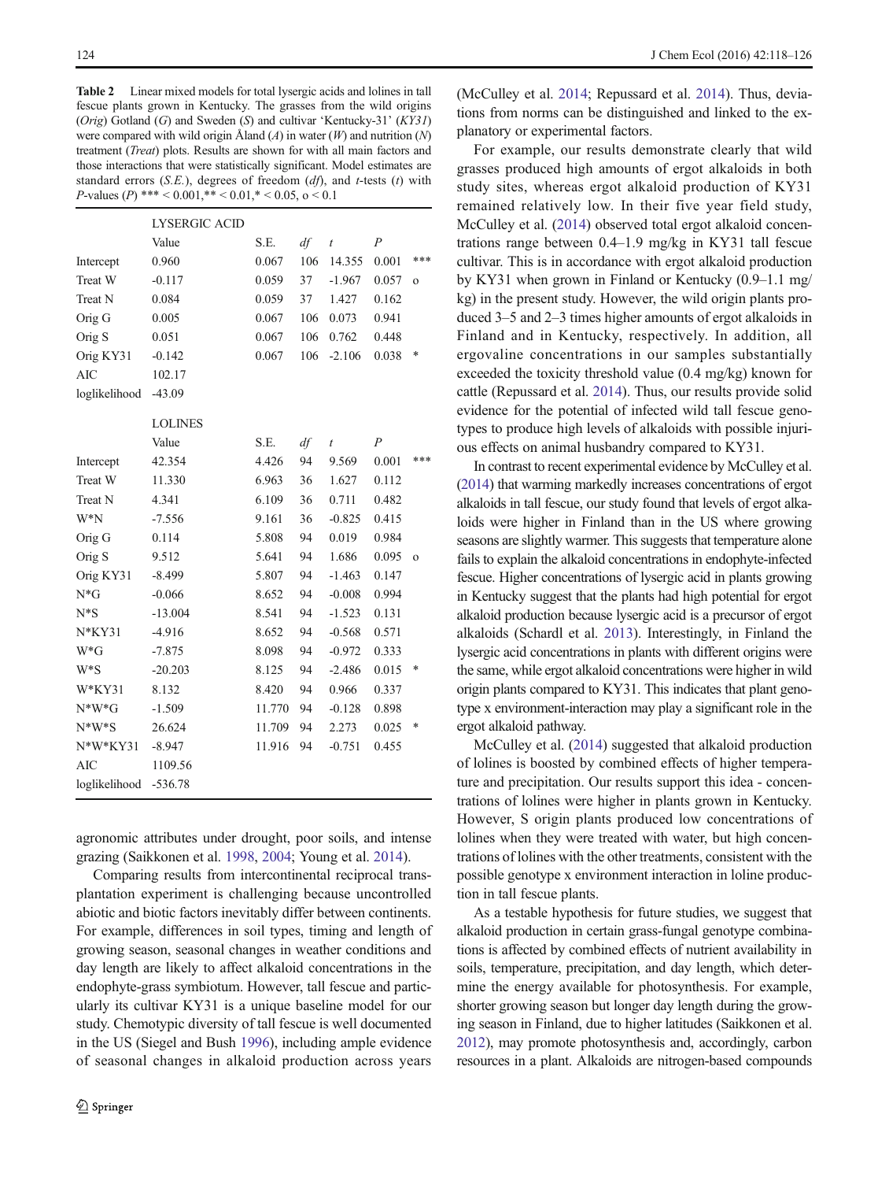**Table 2** Linear mixed models for total lysergic acids and lolines in tall fescue plants grown in Kentucky. The grasses from the wild origins (*Orig*) Gotland (*G*) and Sweden (*S*) and cultivar 'Kentucky-31' (*KY31*) were compared with wild origin Åland (*A*) in water (*W*) and nutrition (*N*) treatment (*Treat*) plots. Results are shown for with all main factors and those interactions that were statistically significant. Model estimates are standard errors (*S.E.*), degrees of freedom (*df*), and *t*-tests (*t*) with *P*-values (*P*) *** < 0.001,** < 0.01,* < 0.05, o < 0.1

| | LYSERGIC ACID | | | | | |
|---|---|---|---|---|---|---|
| | Value | S.E. | *df* | *t* | *P* | |
| Intercept | 0.960 | 0.067 | 106 | 14.355 | 0.001 | *** |
| Treat W | -0.117 | 0.059 | 37 | -1.967 | 0.057 | o |
| Treat N | 0.084 | 0.059 | 37 | 1.427 | 0.162 | |
| Orig G | 0.005 | 0.067 | 106 | 0.073 | 0.941 | |
| Orig S | 0.051 | 0.067 | 106 | 0.762 | 0.448 | |
| Orig KY31 | -0.142 | 0.067 | 106 | -2.106 | 0.038 | * |
| AIC | 102.17 | | | | | |
| loglikelihood | -43.09 | | | | | |
| | LOLINES | | | | | |
| | Value | S.E. | *df* | *t* | *P* | |
| Intercept | 42.354 | 4.426 | 94 | 9.569 | 0.001 | *** |
| Treat W | 11.330 | 6.963 | 36 | 1.627 | 0.112 | |
| Treat N | 4.341 | 6.109 | 36 | 0.711 | 0.482 | |
| W*N | -7.556 | 9.161 | 36 | -0.825 | 0.415 | |
| Orig G | 0.114 | 5.808 | 94 | 0.019 | 0.984 | |
| Orig S | 9.512 | 5.641 | 94 | 1.686 | 0.095 | o |
| Orig KY31 | -8.499 | 5.807 | 94 | -1.463 | 0.147 | |
| N*G | -0.066 | 8.652 | 94 | -0.008 | 0.994 | |
| N*S | -13.004 | 8.541 | 94 | -1.523 | 0.131 | |
| N*KY31 | -4.916 | 8.652 | 94 | -0.568 | 0.571 | |
| W*G | -7.875 | 8.098 | 94 | -0.972 | 0.333 | |
| W*S | -20.203 | 8.125 | 94 | -2.486 | 0.015 | * |
| W*KY31 | 8.132 | 8.420 | 94 | 0.966 | 0.337 | |
| N*W*G | -1.509 | 11.770 | 94 | -0.128 | 0.898 | |
| N*W*S | 26.624 | 11.709 | 94 | 2.273 | 0.025 | * |
| N*W*KY31 | -8.947 | 11.916 | 94 | -0.751 | 0.455 | |
| AIC | 1109.56 | | | | | |
| loglikelihood | -536.78 | | | | | |

agronomic attributes under drought, poor soils, and intense grazing (Saikkonen et al. 1998, 2004; Young et al. 2014).

Comparing results from intercontinental reciprocal transplantation experiment is challenging because uncontrolled abiotic and biotic factors inevitably differ between continents. For example, differences in soil types, timing and length of growing season, seasonal changes in weather conditions and day length are likely to affect alkaloid concentrations in the endophyte-grass symbiotum. However, tall fescue and particularly its cultivar KY31 is a unique baseline model for our study. Chemotypic diversity of tall fescue is well documented in the US (Siegel and Bush 1996), including ample evidence of seasonal changes in alkaloid production across years (McCulley et al. 2014; Repussard et al. 2014). Thus, deviations from norms can be distinguished and linked to the explanatory or experimental factors.

For example, our results demonstrate clearly that wild grasses produced high amounts of ergot alkaloids in both study sites, whereas ergot alkaloid production of KY31 remained relatively low. In their five year field study, McCulley et al. (2014) observed total ergot alkaloid concentrations range between 0.4–1.9 mg/kg in KY31 tall fescue cultivar. This is in accordance with ergot alkaloid production by KY31 when grown in Finland or Kentucky (0.9–1.1 mg/kg) in the present study. However, the wild origin plants produced 3–5 and 2–3 times higher amounts of ergot alkaloids in Finland and in Kentucky, respectively. In addition, all ergovaline concentrations in our samples substantially exceeded the toxicity threshold value (0.4 mg/kg) known for cattle (Repussard et al. 2014). Thus, our results provide solid evidence for the potential of infected wild tall fescue genotypes to produce high levels of alkaloids with possible injurious effects on animal husbandry compared to KY31.

In contrast to recent experimental evidence by McCulley et al. (2014) that warming markedly increases concentrations of ergot alkaloids in tall fescue, our study found that levels of ergot alkaloids were higher in Finland than in the US where growing seasons are slightly warmer. This suggests that temperature alone fails to explain the alkaloid concentrations in endophyte-infected fescue. Higher concentrations of lysergic acid in plants growing in Kentucky suggest that the plants had high potential for ergot alkaloid production because lysergic acid is a precursor of ergot alkaloids (Schardl et al. 2013). Interestingly, in Finland the lysergic acid concentrations in plants with different origins were the same, while ergot alkaloid concentrations were higher in wild origin plants compared to KY31. This indicates that plant genotype x environment-interaction may play a significant role in the ergot alkaloid pathway.

McCulley et al. (2014) suggested that alkaloid production of lolines is boosted by combined effects of higher temperature and precipitation. Our results support this idea - concentrations of lolines were higher in plants grown in Kentucky. However, S origin plants produced low concentrations of lolines when they were treated with water, but high concentrations of lolines with the other treatments, consistent with the possible genotype x environment interaction in loline production in tall fescue plants.

As a testable hypothesis for future studies, we suggest that alkaloid production in certain grass-fungal genotype combinations is affected by combined effects of nutrient availability in soils, temperature, precipitation, and day length, which determine the energy available for photosynthesis. For example, shorter growing season but longer day length during the growing season in Finland, due to higher latitudes (Saikkonen et al. 2012), may promote photosynthesis and, accordingly, carbon resources in a plant. Alkaloids are nitrogen-based compounds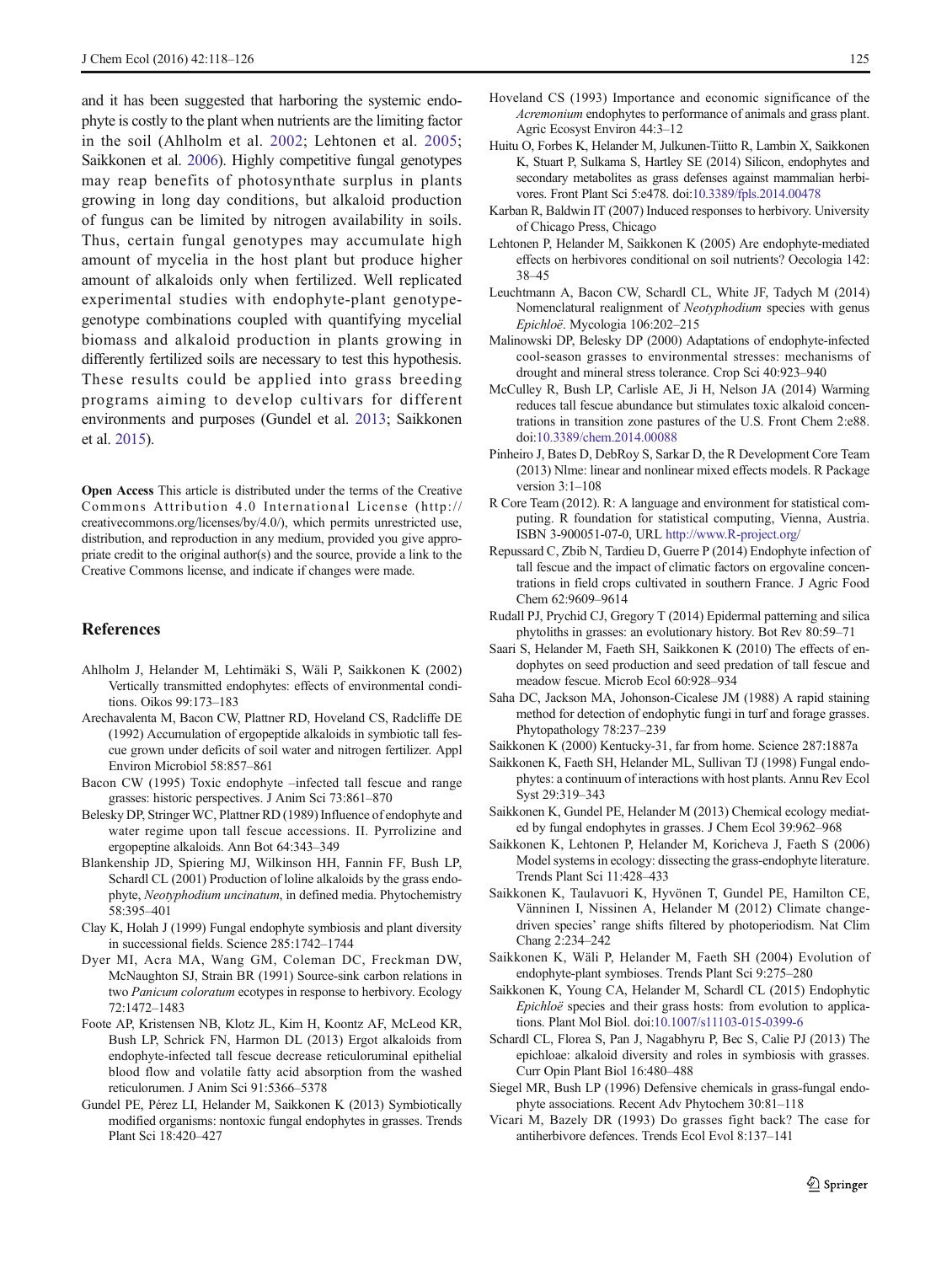and it has been suggested that harboring the systemic endophyte is costly to the plant when nutrients are the limiting factor in the soil (Ahlholm et al. 2002; Lehtonen et al. 2005; Saikkonen et al. 2006). Highly competitive fungal genotypes may reap benefits of photosynthate surplus in plants growing in long day conditions, but alkaloid production of fungus can be limited by nitrogen availability in soils. Thus, certain fungal genotypes may accumulate high amount of mycelia in the host plant but produce higher amount of alkaloids only when fertilized. Well replicated experimental studies with endophyte-plant genotype-genotype combinations coupled with quantifying mycelial biomass and alkaloid production in plants growing in differently fertilized soils are necessary to test this hypothesis. These results could be applied into grass breeding programs aiming to develop cultivars for different environments and purposes (Gundel et al. 2013; Saikkonen et al. 2015).

**Open Access** This article is distributed under the terms of the Creative Commons Attribution 4.0 International License (http://creativecommons.org/licenses/by/4.0/), which permits unrestricted use, distribution, and reproduction in any medium, provided you give appropriate credit to the original author(s) and the source, provide a link to the Creative Commons license, and indicate if changes were made.

## References

- Ahlholm J, Helander M, Lehtimäki S, Wäli P, Saikkonen K (2002) Vertically transmitted endophytes: effects of environmental conditions. Oikos 99:173–183
- Arechavalenta M, Bacon CW, Plattner RD, Hoveland CS, Radcliffe DE (1992) Accumulation of ergopeptide alkaloids in symbiotic tall fescue grown under deficits of soil water and nitrogen fertilizer. Appl Environ Microbiol 58:857–861
- Bacon CW (1995) Toxic endophyte –infected tall fescue and range grasses: historic perspectives. J Anim Sci 73:861–870
- Belesky DP, Stringer WC, Plattner RD (1989) Influence of endophyte and water regime upon tall fescue accessions. II. Pyrrolizine and ergopeptine alkaloids. Ann Bot 64:343–349
- Blankenship JD, Spiering MJ, Wilkinson HH, Fannin FF, Bush LP, Schardl CL (2001) Production of loline alkaloids by the grass endophyte, *Neotyphodium uncinatum*, in defined media. Phytochemistry 58:395–401
- Clay K, Holah J (1999) Fungal endophyte symbiosis and plant diversity in successional fields. Science 285:1742–1744
- Dyer MI, Acra MA, Wang GM, Coleman DC, Freckman DW, McNaughton SJ, Strain BR (1991) Source-sink carbon relations in two *Panicum coloratum* ecotypes in response to herbivory. Ecology 72:1472–1483
- Foote AP, Kristensen NB, Klotz JL, Kim H, Koontz AF, McLeod KR, Bush LP, Schrick FN, Harmon DL (2013) Ergot alkaloids from endophyte-infected tall fescue decrease reticuloruminal epithelial blood flow and volatile fatty acid absorption from the washed reticulorumen. J Anim Sci 91:5366–5378
- Gundel PE, Pérez LI, Helander M, Saikkonen K (2013) Symbiotically modified organisms: nontoxic fungal endophytes in grasses. Trends Plant Sci 18:420–427
- Hoveland CS (1993) Importance and economic significance of the *Acremonium* endophytes to performance of animals and grass plant. Agric Ecosyst Environ 44:3–12
- Huitu O, Forbes K, Helander M, Julkunen-Tiitto R, Lambin X, Saikkonen K, Stuart P, Sulkama S, Hartley SE (2014) Silicon, endophytes and secondary metabolites as grass defenses against mammalian herbivores. Front Plant Sci 5:e478. doi:10.3389/fpls.2014.00478
- Karban R, Baldwin IT (2007) Induced responses to herbivory. University of Chicago Press, Chicago
- Lehtonen P, Helander M, Saikkonen K (2005) Are endophyte-mediated effects on herbivores conditional on soil nutrients? Oecologia 142:38–45
- Leuchtmann A, Bacon CW, Schardl CL, White JF, Tadych M (2014) Nomenclatural realignment of *Neotyphodium* species with genus *Epichloë*. Mycologia 106:202–215
- Malinowski DP, Belesky DP (2000) Adaptations of endophyte-infected cool-season grasses to environmental stresses: mechanisms of drought and mineral stress tolerance. Crop Sci 40:923–940
- McCulley R, Bush LP, Carlisle AE, Ji H, Nelson JA (2014) Warming reduces tall fescue abundance but stimulates toxic alkaloid concentrations in transition zone pastures of the U.S. Front Chem 2:e88. doi:10.3389/chem.2014.00088
- Pinheiro J, Bates D, DebRoy S, Sarkar D, the R Development Core Team (2013) Nlme: linear and nonlinear mixed effects models. R Package version 3:1–108
- R Core Team (2012). R: A language and environment for statistical computing. R foundation for statistical computing, Vienna, Austria. ISBN 3-900051-07-0, URL http://www.R-project.org/
- Repussard C, Zbib N, Tardieu D, Guerre P (2014) Endophyte infection of tall fescue and the impact of climatic factors on ergovaline concentrations in field crops cultivated in southern France. J Agric Food Chem 62:9609–9614
- Rudall PJ, Prychid CJ, Gregory T (2014) Epidermal patterning and silica phytoliths in grasses: an evolutionary history. Bot Rev 80:59–71
- Saari S, Helander M, Faeth SH, Saikkonen K (2010) The effects of endophytes on seed production and seed predation of tall fescue and meadow fescue. Microb Ecol 60:928–934
- Saha DC, Jackson MA, Johonson-Cicalese JM (1988) A rapid staining method for detection of endophytic fungi in turf and forage grasses. Phytopathology 78:237–239
- Saikkonen K (2000) Kentucky-31, far from home. Science 287:1887a
- Saikkonen K, Faeth SH, Helander ML, Sullivan TJ (1998) Fungal endophytes: a continuum of interactions with host plants. Annu Rev Ecol Syst 29:319–343
- Saikkonen K, Gundel PE, Helander M (2013) Chemical ecology mediated by fungal endophytes in grasses. J Chem Ecol 39:962–968
- Saikkonen K, Lehtonen P, Helander M, Koricheva J, Faeth S (2006) Model systems in ecology: dissecting the grass-endophyte literature. Trends Plant Sci 11:428–433
- Saikkonen K, Taulavuori K, Hyvönen T, Gundel PE, Hamilton CE, Vänninen I, Nissinen A, Helander M (2012) Climate change-driven species' range shifts filtered by photoperiodism. Nat Clim Chang 2:234–242
- Saikkonen K, Wäli P, Helander M, Faeth SH (2004) Evolution of endophyte-plant symbioses. Trends Plant Sci 9:275–280
- Saikkonen K, Young CA, Helander M, Schardl CL (2015) Endophytic *Epichloë* species and their grass hosts: from evolution to applications. Plant Mol Biol. doi:10.1007/s11103-015-0399-6
- Schardl CL, Florea S, Pan J, Nagabhyru P, Bec S, Calie PJ (2013) The epichloae: alkaloid diversity and roles in symbiosis with grasses. Curr Opin Plant Biol 16:480–488
- Siegel MR, Bush LP (1996) Defensive chemicals in grass-fungal endophyte associations. Recent Adv Phytochem 30:81–118
- Vicari M, Bazely DR (1993) Do grasses fight back? The case for antiherbivore defences. Trends Ecol Evol 8:137–141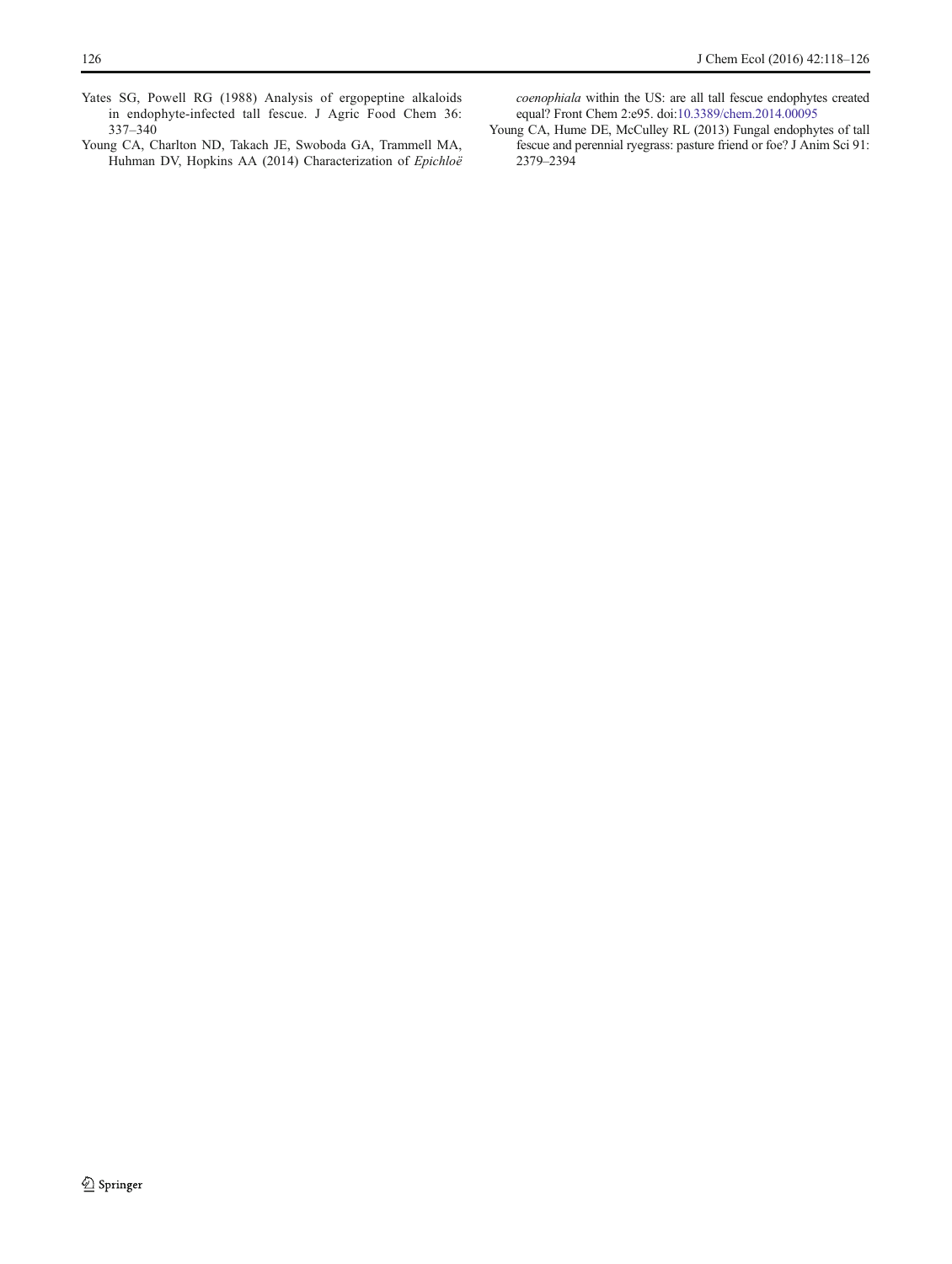Yates SG, Powell RG (1988) Analysis of ergopeptine alkaloids in endophyte-infected tall fescue. J Agric Food Chem 36: 337–340

Young CA, Charlton ND, Takach JE, Swoboda GA, Trammell MA, Huhman DV, Hopkins AA (2014) Characterization of *Epichloë coenophiala* within the US: are all tall fescue endophytes created equal? Front Chem 2:e95. doi:10.3389/chem.2014.00095

Young CA, Hume DE, McCulley RL (2013) Fungal endophytes of tall fescue and perennial ryegrass: pasture friend or foe? J Anim Sci 91: 2379–2394